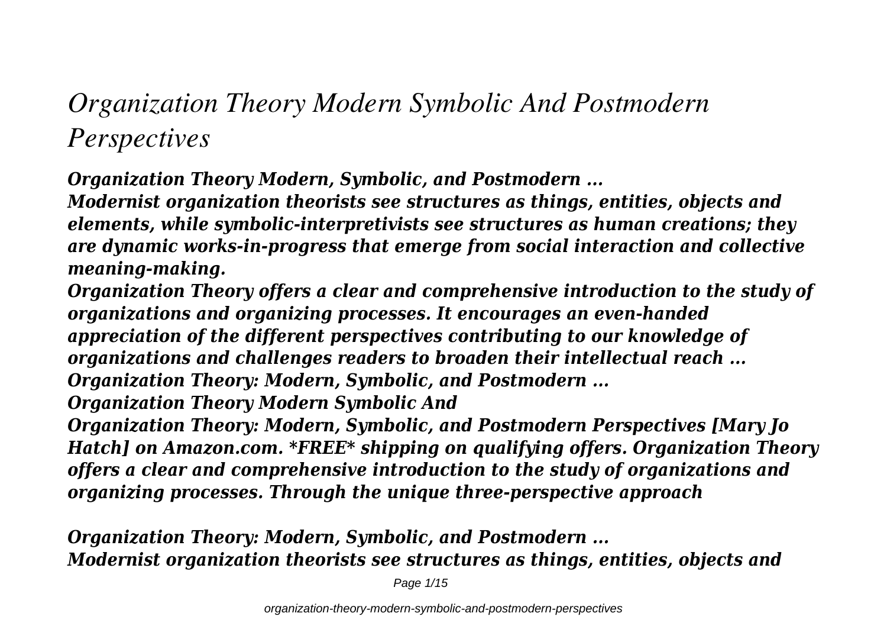# *Organization Theory Modern Symbolic And Postmodern Perspectives*

***Organization Theory Modern, Symbolic, and Postmodern ...***

***Modernist organization theorists see structures as things, entities, objects and elements, while symbolic-interpretivists see structures as human creations; they are dynamic works-in-progress that emerge from social interaction and collective meaning-making.***

***Organization Theory offers a clear and comprehensive introduction to the study of organizations and organizing processes. It encourages an even-handed appreciation of the different perspectives contributing to our knowledge of organizations and challenges readers to broaden their intellectual reach ...***

***Organization Theory: Modern, Symbolic, and Postmodern ...***

***Organization Theory Modern Symbolic And***

***Organization Theory: Modern, Symbolic, and Postmodern Perspectives [Mary Jo Hatch] on Amazon.com. \*FREE\* shipping on qualifying offers. Organization Theory offers a clear and comprehensive introduction to the study of organizations and organizing processes. Through the unique three-perspective approach***

***Organization Theory: Modern, Symbolic, and Postmodern ...***

***Modernist organization theorists see structures as things, entities, objects and***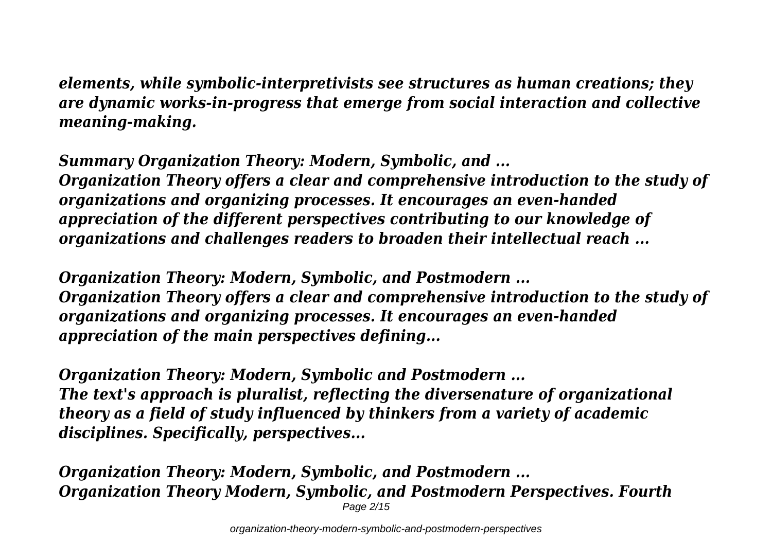*elements, while symbolic-interpretivists see structures as human creations; they are dynamic works-in-progress that emerge from social interaction and collective meaning-making.*

***Summary Organization Theory: Modern, Symbolic, and ...***
***Organization Theory offers a clear and comprehensive introduction to the study of organizations and organizing processes. It encourages an even-handed appreciation of the different perspectives contributing to our knowledge of organizations and challenges readers to broaden their intellectual reach ...***

***Organization Theory: Modern, Symbolic, and Postmodern ...***
***Organization Theory offers a clear and comprehensive introduction to the study of organizations and organizing processes. It encourages an even-handed appreciation of the main perspectives defining...***

***Organization Theory: Modern, Symbolic and Postmodern ...***
***The text's approach is pluralist, reflecting the diversenature of organizational theory as a field of study influenced by thinkers from a variety of academic disciplines. Specifically, perspectives...***

***Organization Theory: Modern, Symbolic, and Postmodern ...***
***Organization Theory Modern, Symbolic, and Postmodern Perspectives. Fourth***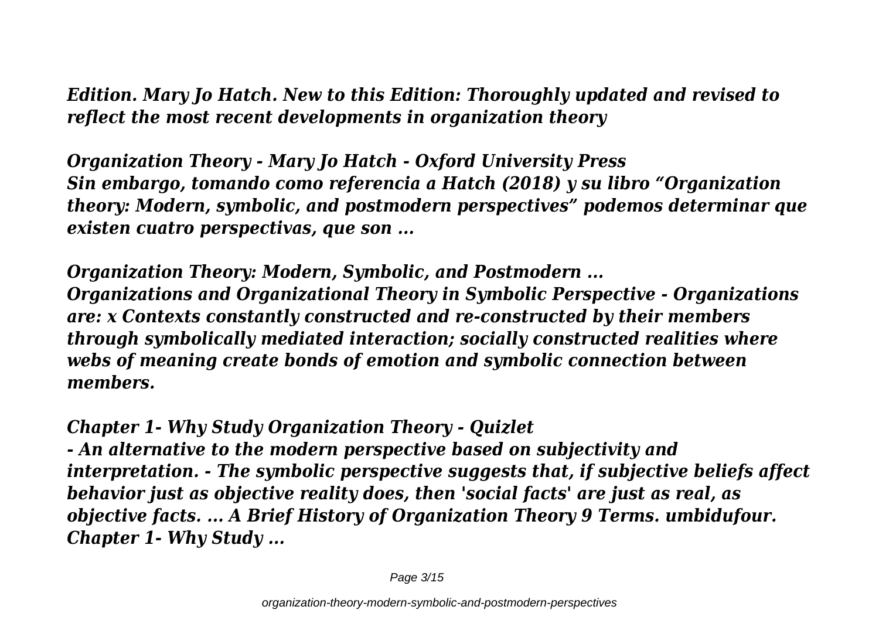*Edition. Mary Jo Hatch. New to this Edition: Thoroughly updated and revised to reflect the most recent developments in organization theory*

***Organization Theory - Mary Jo Hatch - Oxford University Press***
***Sin embargo, tomando como referencia a Hatch (2018) y su libro "Organization theory: Modern, symbolic, and postmodern perspectives" podemos determinar que existen cuatro perspectivas, que son ...***

***Organization Theory: Modern, Symbolic, and Postmodern ...***
***Organizations and Organizational Theory in Symbolic Perspective - Organizations are: x Contexts constantly constructed and re-constructed by their members through symbolically mediated interaction; socially constructed realities where webs of meaning create bonds of emotion and symbolic connection between members.***

***Chapter 1- Why Study Organization Theory - Quizlet***
***- An alternative to the modern perspective based on subjectivity and interpretation. - The symbolic perspective suggests that, if subjective beliefs affect behavior just as objective reality does, then 'social facts' are just as real, as objective facts. ... A Brief History of Organization Theory 9 Terms. umbidufour. Chapter 1- Why Study ...***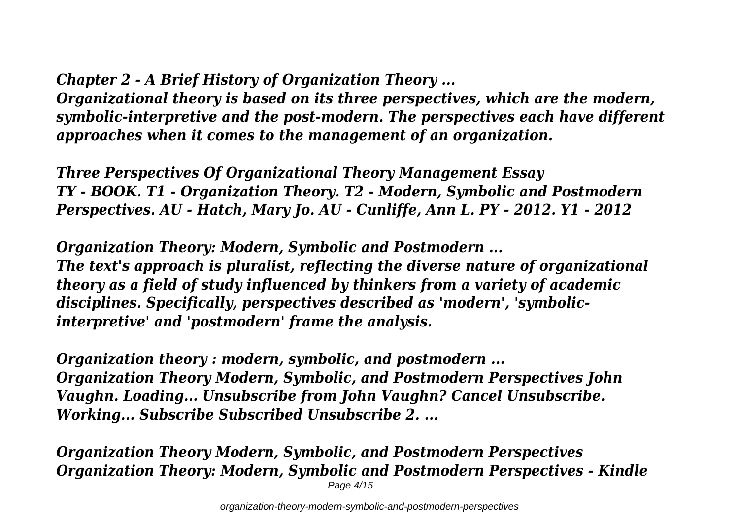*Chapter 2 - A Brief History of Organization Theory ...*
*Organizational theory is based on its three perspectives, which are the modern, symbolic-interpretive and the post-modern. The perspectives each have different approaches when it comes to the management of an organization.*

*Three Perspectives Of Organizational Theory Management Essay*
*TY - BOOK. T1 - Organization Theory. T2 - Modern, Symbolic and Postmodern Perspectives. AU - Hatch, Mary Jo. AU - Cunliffe, Ann L. PY - 2012. Y1 - 2012*

*Organization Theory: Modern, Symbolic and Postmodern ...*
*The text's approach is pluralist, reflecting the diverse nature of organizational theory as a field of study influenced by thinkers from a variety of academic disciplines. Specifically, perspectives described as 'modern', 'symbolic-interpretive' and 'postmodern' frame the analysis.*

*Organization theory : modern, symbolic, and postmodern ...*
*Organization Theory Modern, Symbolic, and Postmodern Perspectives John Vaughn. Loading... Unsubscribe from John Vaughn? Cancel Unsubscribe. Working... Subscribe Subscribed Unsubscribe 2. ...*

*Organization Theory Modern, Symbolic, and Postmodern Perspectives*
*Organization Theory: Modern, Symbolic and Postmodern Perspectives - Kindle*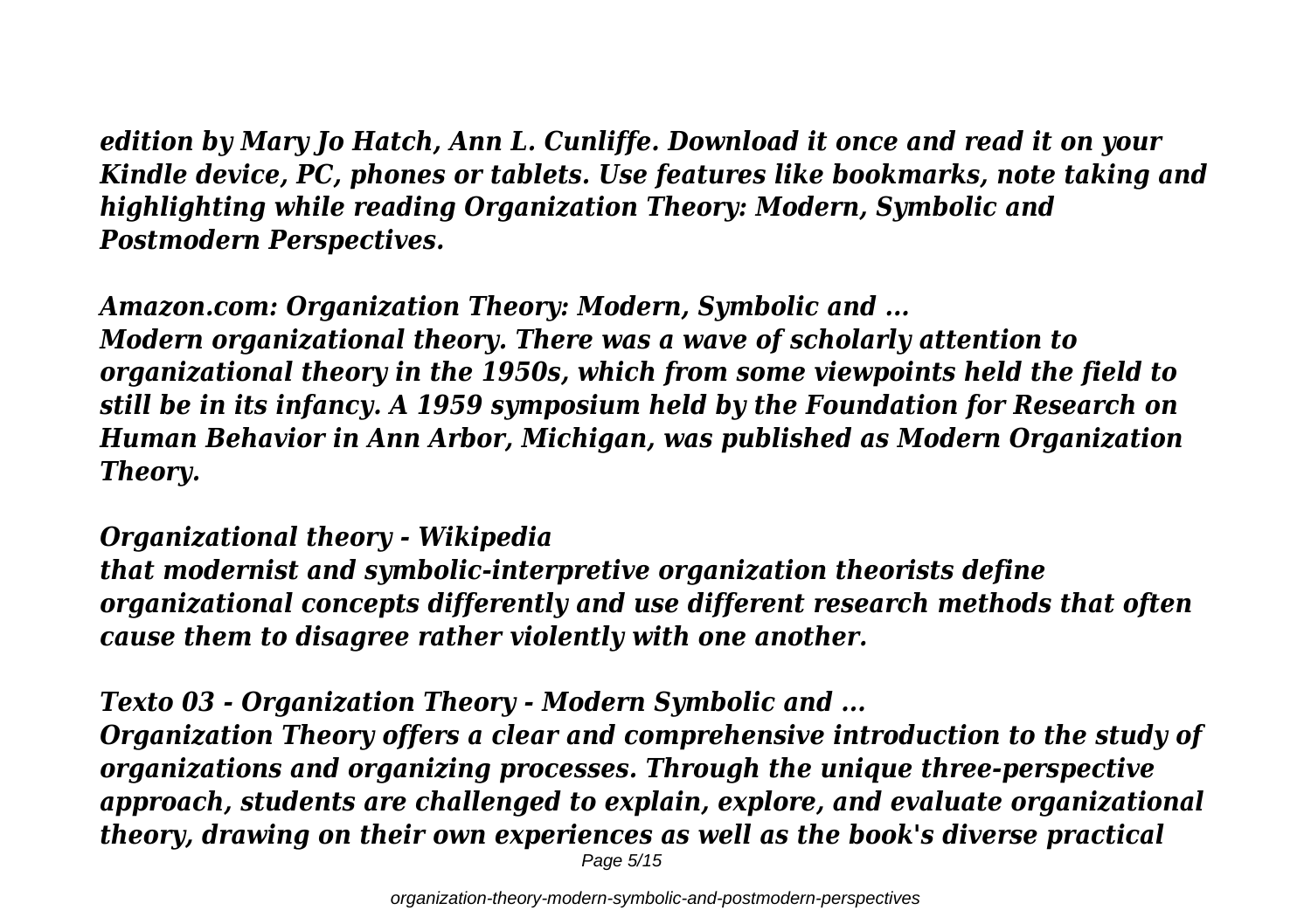*edition by Mary Jo Hatch, Ann L. Cunliffe. Download it once and read it on your Kindle device, PC, phones or tablets. Use features like bookmarks, note taking and highlighting while reading Organization Theory: Modern, Symbolic and Postmodern Perspectives.*

***Amazon.com: Organization Theory: Modern, Symbolic and ...***

*Modern organizational theory. There was a wave of scholarly attention to organizational theory in the 1950s, which from some viewpoints held the field to still be in its infancy. A 1959 symposium held by the Foundation for Research on Human Behavior in Ann Arbor, Michigan, was published as Modern Organization Theory.*

***Organizational theory - Wikipedia***

*that modernist and symbolic-interpretive organization theorists define organizational concepts differently and use different research methods that often cause them to disagree rather violently with one another.*

***Texto 03 - Organization Theory - Modern Symbolic and ...***

*Organization Theory offers a clear and comprehensive introduction to the study of organizations and organizing processes. Through the unique three-perspective approach, students are challenged to explain, explore, and evaluate organizational theory, drawing on their own experiences as well as the book's diverse practical*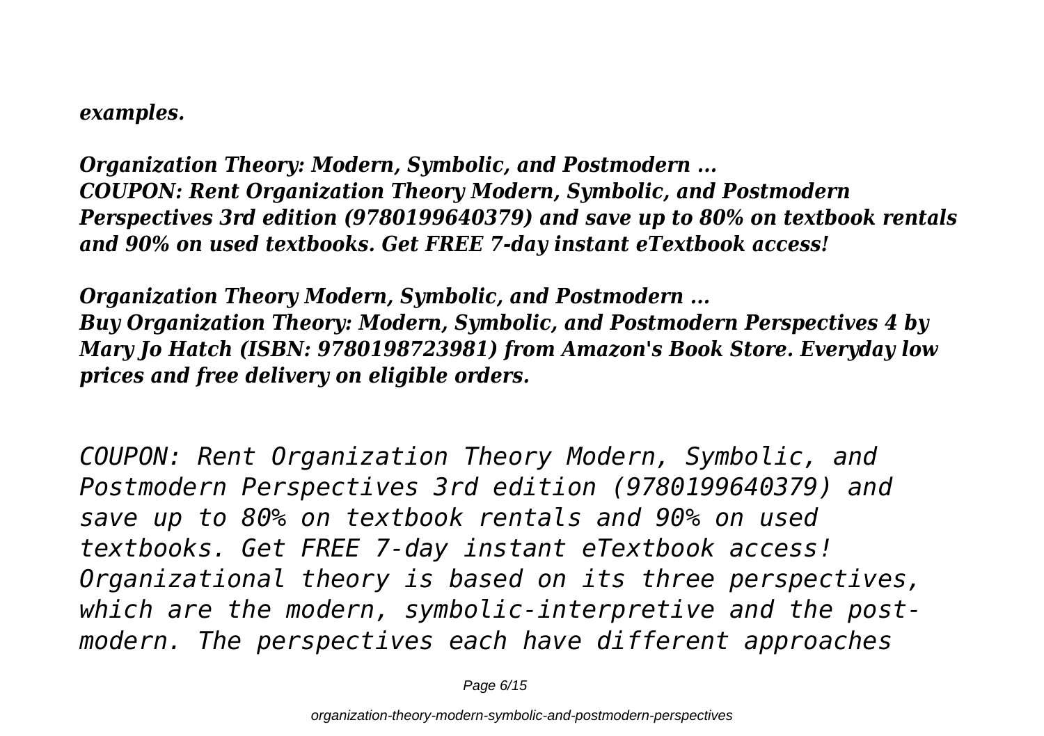*examples.*

***Organization Theory: Modern, Symbolic, and Postmodern ...***
***COUPON: Rent Organization Theory Modern, Symbolic, and Postmodern Perspectives 3rd edition (9780199640379) and save up to 80% on textbook rentals and 90% on used textbooks. Get FREE 7-day instant eTextbook access!***

***Organization Theory Modern, Symbolic, and Postmodern ...***
***Buy Organization Theory: Modern, Symbolic, and Postmodern Perspectives 4 by Mary Jo Hatch (ISBN: 9780198723981) from Amazon's Book Store. Everyday low prices and free delivery on eligible orders.***

*COUPON: Rent Organization Theory Modern, Symbolic, and Postmodern Perspectives 3rd edition (9780199640379) and save up to 80% on textbook rentals and 90% on used textbooks. Get FREE 7-day instant eTextbook access!*
*Organizational theory is based on its three perspectives, which are the modern, symbolic-interpretive and the post-modern. The perspectives each have different approaches*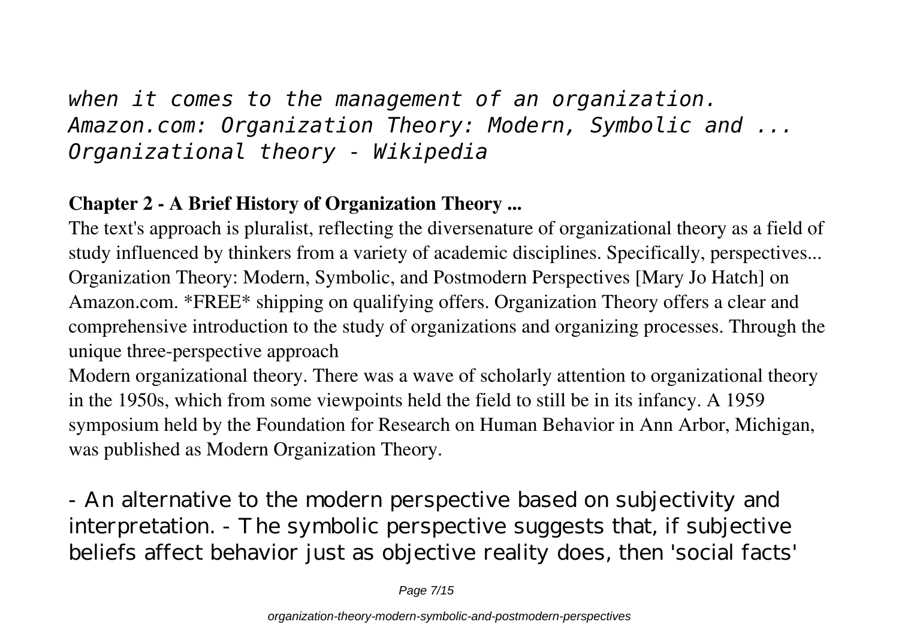*when it comes to the management of an organization.*
*Amazon.com: Organization Theory: Modern, Symbolic and ...*
*Organizational theory - Wikipedia*

**Chapter 2 - A Brief History of Organization Theory ...**

The text's approach is pluralist, reflecting the diversenature of organizational theory as a field of study influenced by thinkers from a variety of academic disciplines. Specifically, perspectives...
Organization Theory: Modern, Symbolic, and Postmodern Perspectives [Mary Jo Hatch] on Amazon.com. *FREE* shipping on qualifying offers. Organization Theory offers a clear and comprehensive introduction to the study of organizations and organizing processes. Through the unique three-perspective approach

Modern organizational theory. There was a wave of scholarly attention to organizational theory in the 1950s, which from some viewpoints held the field to still be in its infancy. A 1959 symposium held by the Foundation for Research on Human Behavior in Ann Arbor, Michigan, was published as Modern Organization Theory.

- An alternative to the modern perspective based on subjectivity and interpretation. - The symbolic perspective suggests that, if subjective beliefs affect behavior just as objective reality does, then 'social facts'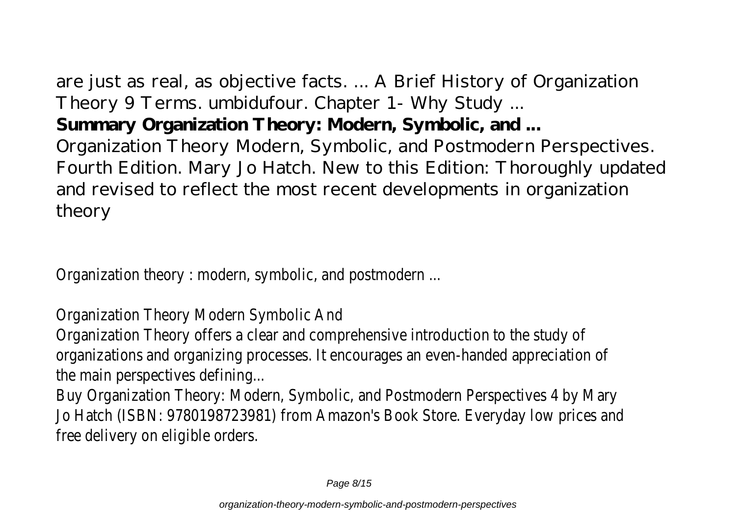are just as real, as objective facts. ... A Brief History of Organization Theory 9 Terms. umbidufour. Chapter 1- Why Study ...

**Summary Organization Theory: Modern, Symbolic, and ...**

Organization Theory Modern, Symbolic, and Postmodern Perspectives. Fourth Edition. Mary Jo Hatch. New to this Edition: Thoroughly updated and revised to reflect the most recent developments in organization theory

Organization theory : modern, symbolic, and postmodern ...

Organization Theory Modern Symbolic And

Organization Theory offers a clear and comprehensive introduction to the study of organizations and organizing processes. It encourages an even-handed appreciation of the main perspectives defining...

Buy Organization Theory: Modern, Symbolic, and Postmodern Perspectives 4 by Mary Jo Hatch (ISBN: 9780198723981) from Amazon's Book Store. Everyday low prices and free delivery on eligible orders.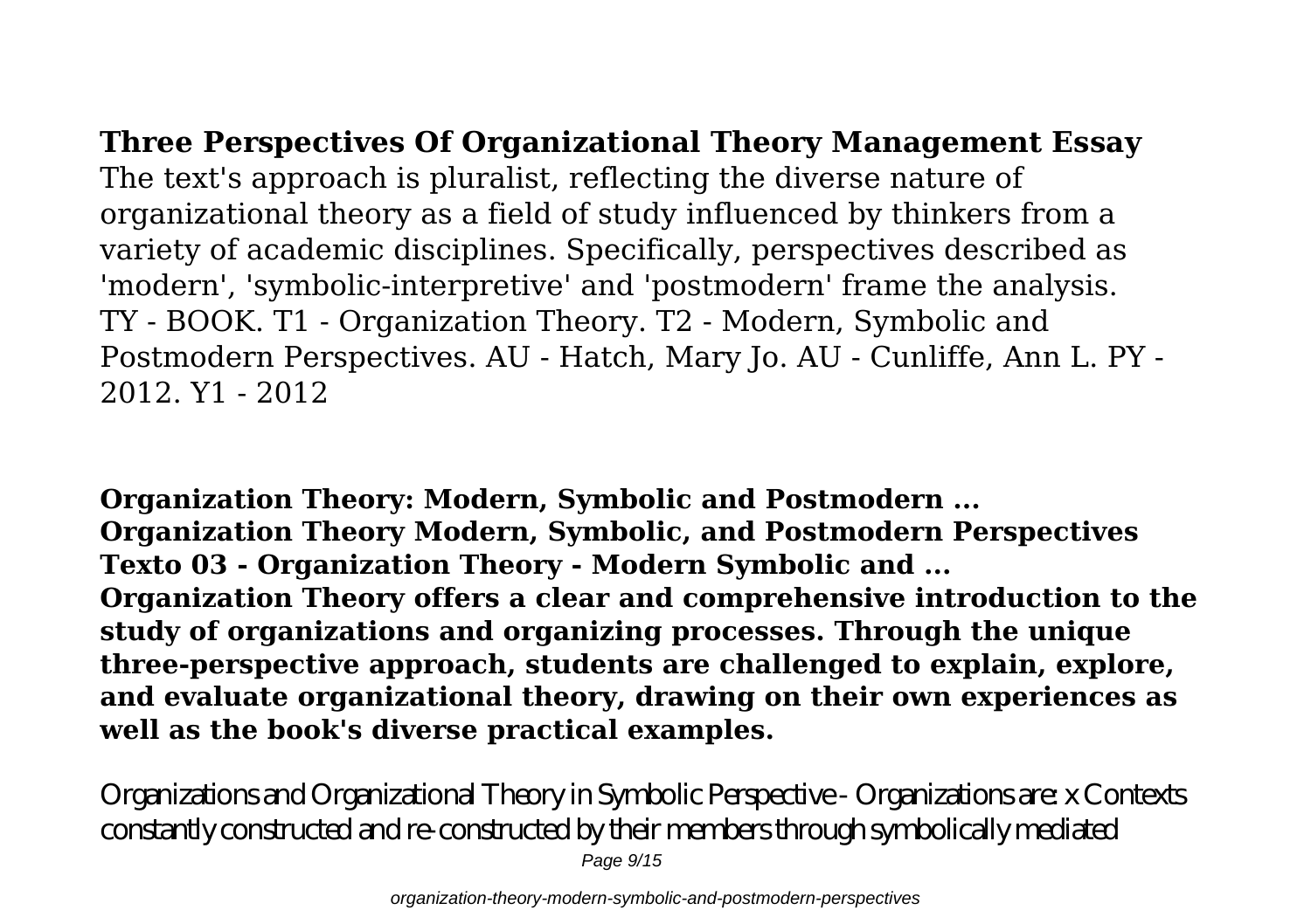**Three Perspectives Of Organizational Theory Management Essay**

The text's approach is pluralist, reflecting the diverse nature of organizational theory as a field of study influenced by thinkers from a variety of academic disciplines. Specifically, perspectives described as 'modern', 'symbolic-interpretive' and 'postmodern' frame the analysis. TY - BOOK. T1 - Organization Theory. T2 - Modern, Symbolic and Postmodern Perspectives. AU - Hatch, Mary Jo. AU - Cunliffe, Ann L. PY - 2012. Y1 - 2012

**Organization Theory: Modern, Symbolic and Postmodern ...**
**Organization Theory Modern, Symbolic, and Postmodern Perspectives**
**Texto 03 - Organization Theory - Modern Symbolic and ...**
**Organization Theory offers a clear and comprehensive introduction to the study of organizations and organizing processes. Through the unique three-perspective approach, students are challenged to explain, explore, and evaluate organizational theory, drawing on their own experiences as well as the book's diverse practical examples.**

Organizations and Organizational Theory in Symbolic Perspective - Organizations are: x Contexts constantly constructed and re-constructed by their members through symbolically mediated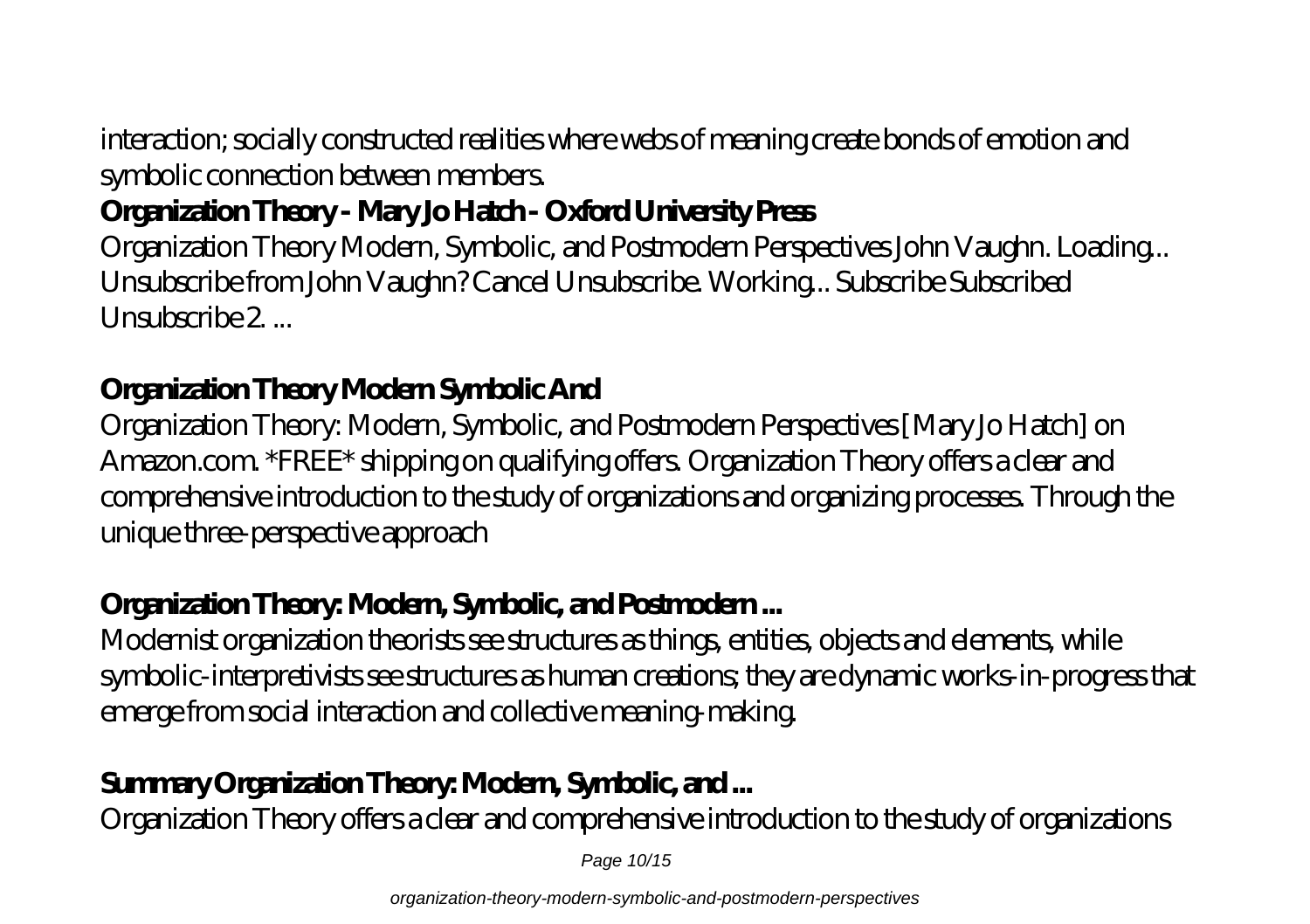interaction; socially constructed realities where webs of meaning create bonds of emotion and symbolic connection between members.

**Organization Theory - Mary Jo Hatch - Oxford University Press**

Organization Theory Modern, Symbolic, and Postmodern Perspectives John Vaughn. Loading... Unsubscribe from John Vaughn? Cancel Unsubscribe. Working... Subscribe Subscribed Unsubscribe 2. ...

**Organization Theory Modern Symbolic And**

Organization Theory: Modern, Symbolic, and Postmodern Perspectives [Mary Jo Hatch] on Amazon.com. *FREE* shipping on qualifying offers. Organization Theory offers a clear and comprehensive introduction to the study of organizations and organizing processes. Through the unique three-perspective approach

**Organization Theory: Modern, Symbolic, and Postmodern ...**

Modernist organization theorists see structures as things, entities, objects and elements, while symbolic-interpretivists see structures as human creations; they are dynamic works-in-progress that emerge from social interaction and collective meaning-making.

**Summary Organization Theory: Modern, Symbolic, and ...**

Organization Theory offers a clear and comprehensive introduction to the study of organizations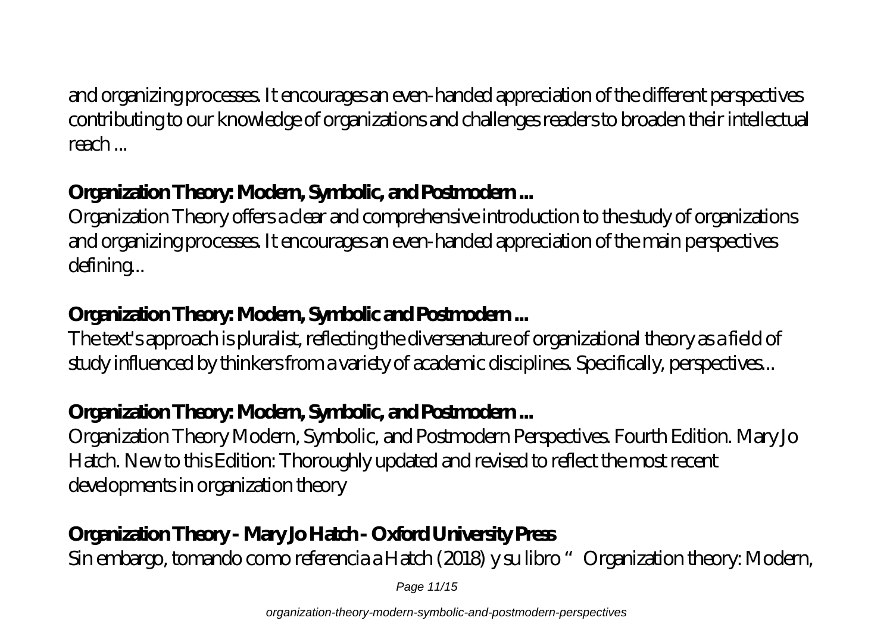and organizing processes. It encourages an even-handed appreciation of the different perspectives contributing to our knowledge of organizations and challenges readers to broaden their intellectual reach ...

## **Organization Theory: Modern, Symbolic, and Postmodern ...**

Organization Theory offers a clear and comprehensive introduction to the study of organizations and organizing processes. It encourages an even-handed appreciation of the main perspectives defining...

## **Organization Theory: Modern, Symbolic and Postmodern ...**

The text's approach is pluralist, reflecting the diversenature of organizational theory as a field of study influenced by thinkers from a variety of academic disciplines. Specifically, perspectives...

## **Organization Theory: Modern, Symbolic, and Postmodern ...**

Organization Theory Modern, Symbolic, and Postmodern Perspectives. Fourth Edition. Mary Jo Hatch. New to this Edition: Thoroughly updated and revised to reflect the most recent developments in organization theory

## **Organization Theory - Mary Jo Hatch - Oxford University Press**

Sin embargo, tomando como referencia a Hatch (2018) y su libro " Organization theory: Modern,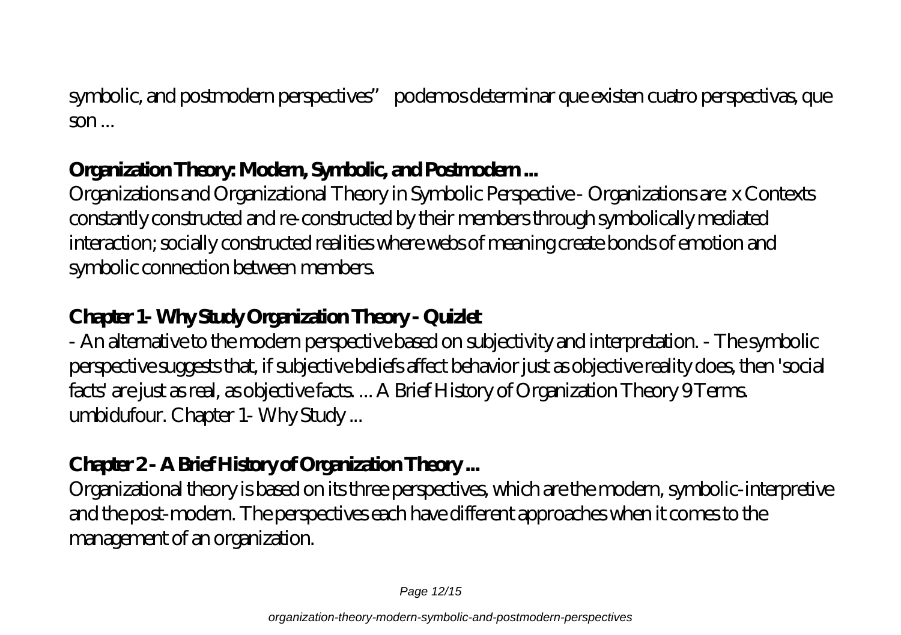symbolic, and postmodern perspectives" podemos determinar que existen cuatro perspectivas, que son ...

## Organization Theory: Modern, Symbolic, and Postmodern ...

Organizations and Organizational Theory in Symbolic Perspective - Organizations are: x Contexts constantly constructed and re-constructed by their members through symbolically mediated interaction; socially constructed realities where webs of meaning create bonds of emotion and symbolic connection between members.

## Chapter 1- Why Study Organization Theory - Quizlet

- An alternative to the modern perspective based on subjectivity and interpretation. - The symbolic perspective suggests that, if subjective beliefs affect behavior just as objective reality does, then 'social facts' are just as real, as objective facts. ... A Brief History of Organization Theory 9 Terms. umbidufour. Chapter 1- Why Study ...

## Chapter 2 - A Brief History of Organization Theory ...

Organizational theory is based on its three perspectives, which are the modern, symbolic-interpretive and the post-modern. The perspectives each have different approaches when it comes to the management of an organization.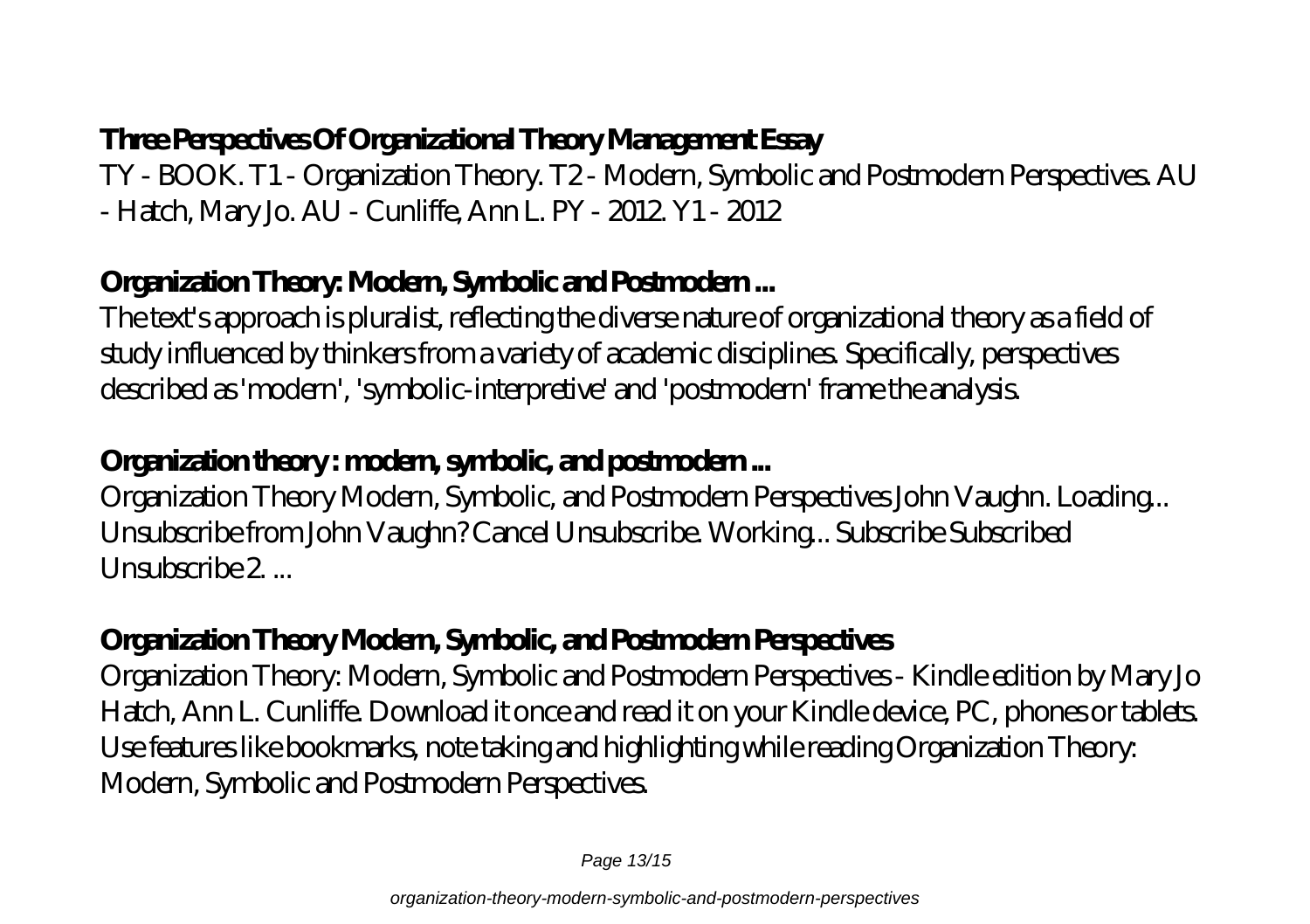### Three Perspectives Of Organizational Theory Management Essay

TY - BOOK. T1 - Organization Theory. T2 - Modern, Symbolic and Postmodern Perspectives. AU - Hatch, Mary Jo. AU - Cunliffe, Ann L. PY - 2012. Y1 - 2012

### Organization Theory: Modern, Symbolic and Postmodern ...

The text's approach is pluralist, reflecting the diverse nature of organizational theory as a field of study influenced by thinkers from a variety of academic disciplines. Specifically, perspectives described as 'modern', 'symbolic-interpretive' and 'postmodern' frame the analysis.

### Organization theory : modern, symbolic, and postmodern ...

Organization Theory Modern, Symbolic, and Postmodern Perspectives John Vaughn. Loading... Unsubscribe from John Vaughn? Cancel Unsubscribe. Working... Subscribe Subscribed Unsubscribe 2. ...

### Organization Theory Modern, Symbolic, and Postmodern Perspectives

Organization Theory: Modern, Symbolic and Postmodern Perspectives - Kindle edition by Mary Jo Hatch, Ann L. Cunliffe. Download it once and read it on your Kindle device, PC, phones or tablets. Use features like bookmarks, note taking and highlighting while reading Organization Theory: Modern, Symbolic and Postmodern Perspectives.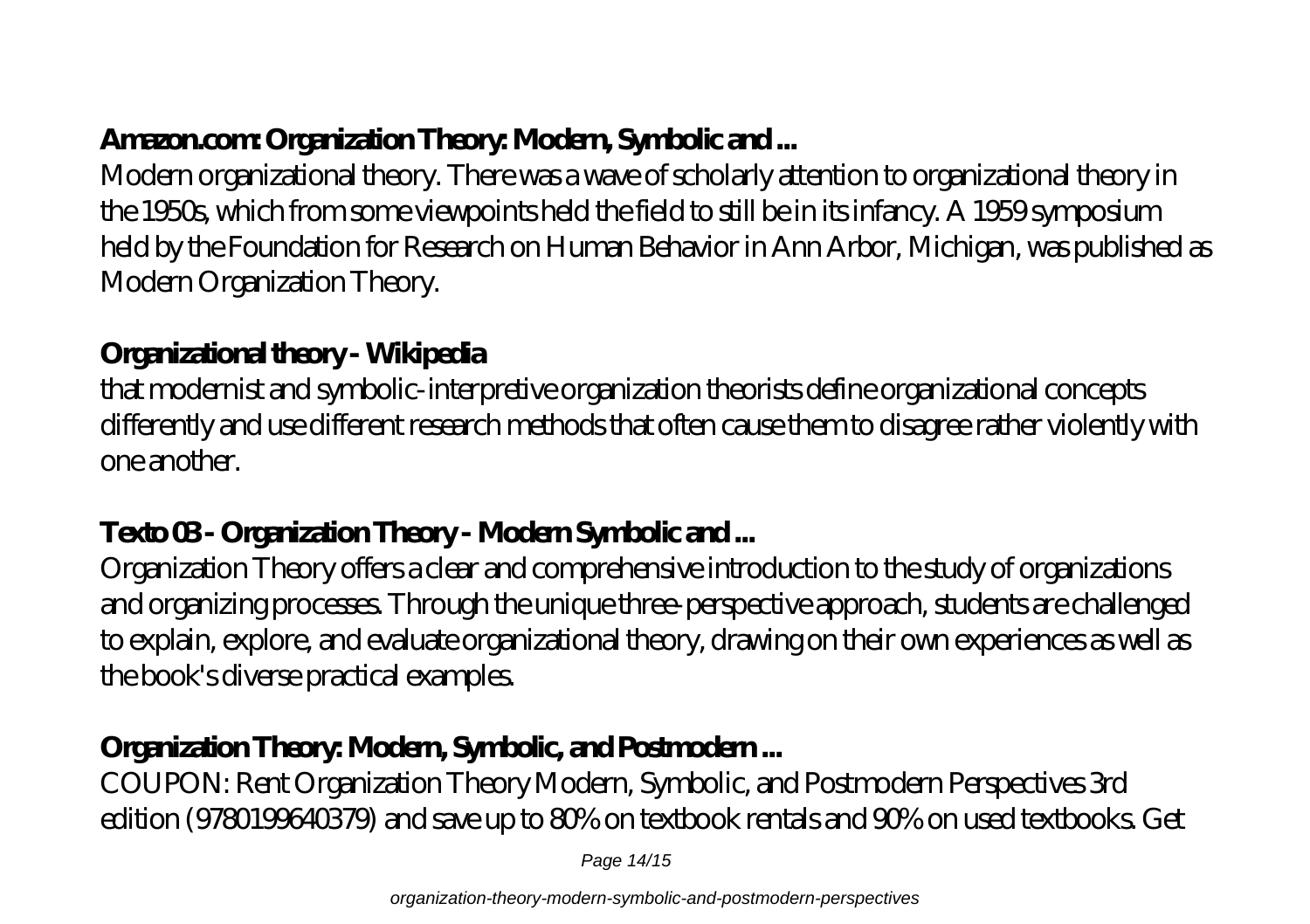## Amazon.com: Organization Theory: Modern, Symbolic and ...

Modern organizational theory. There was a wave of scholarly attention to organizational theory in the 1950s, which from some viewpoints held the field to still be in its infancy. A 1959 symposium held by the Foundation for Research on Human Behavior in Ann Arbor, Michigan, was published as Modern Organization Theory.

## Organizational theory - Wikipedia

that modernist and symbolic-interpretive organization theorists define organizational concepts differently and use different research methods that often cause them to disagree rather violently with one another.

## Texto 03 - Organization Theory - Modern Symbolic and ...

Organization Theory offers a clear and comprehensive introduction to the study of organizations and organizing processes. Through the unique three-perspective approach, students are challenged to explain, explore, and evaluate organizational theory, drawing on their own experiences as well as the book's diverse practical examples.

## Organization Theory: Modern, Symbolic, and Postmodern ...

COUPON: Rent Organization Theory Modern, Symbolic, and Postmodern Perspectives 3rd edition (9780199640379) and save up to 80% on textbook rentals and 90% on used textbooks. Get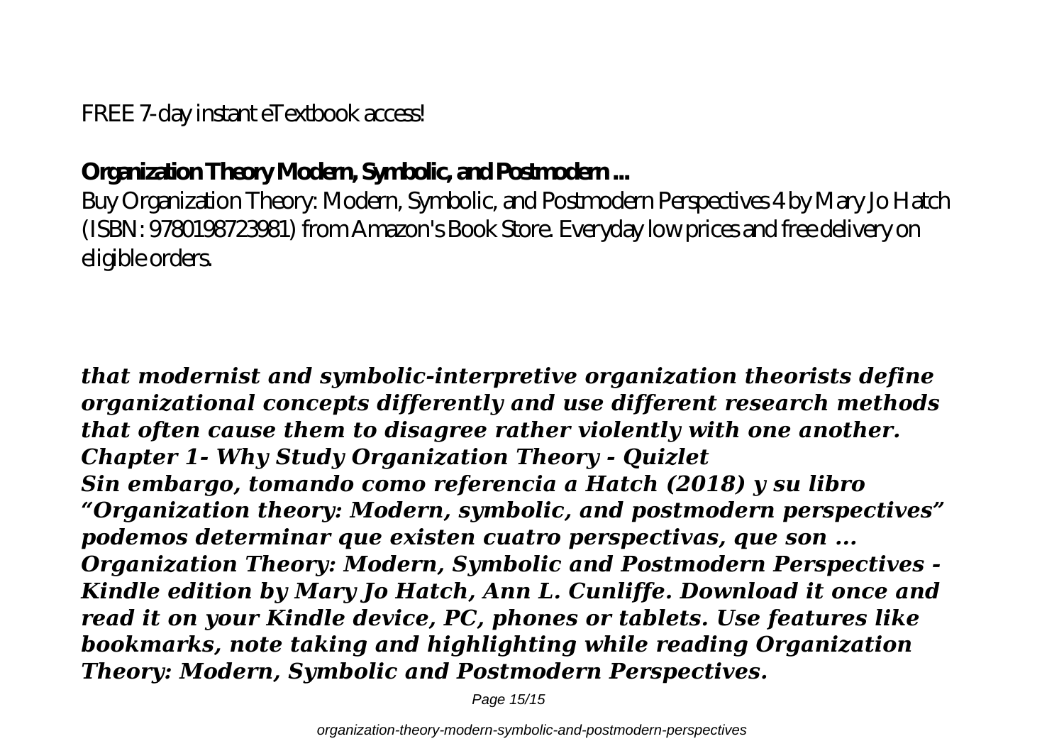FREE 7-day instant eTextbook access!

## Organization Theory Modern, Symbolic, and Postmodern ...

Buy Organization Theory: Modern, Symbolic, and Postmodern Perspectives 4 by Mary Jo Hatch (ISBN: 9780198723981) from Amazon's Book Store. Everyday low prices and free delivery on eligible orders.

***that modernist and symbolic-interpretive organization theorists define organizational concepts differently and use different research methods that often cause them to disagree rather violently with one another.***
***Chapter 1- Why Study Organization Theory - Quizlet***
***Sin embargo, tomando como referencia a Hatch (2018) y su libro "Organization theory: Modern, symbolic, and postmodern perspectives" podemos determinar que existen cuatro perspectivas, que son ...***
***Organization Theory: Modern, Symbolic and Postmodern Perspectives - Kindle edition by Mary Jo Hatch, Ann L. Cunliffe. Download it once and read it on your Kindle device, PC, phones or tablets. Use features like bookmarks, note taking and highlighting while reading Organization Theory: Modern, Symbolic and Postmodern Perspectives.***